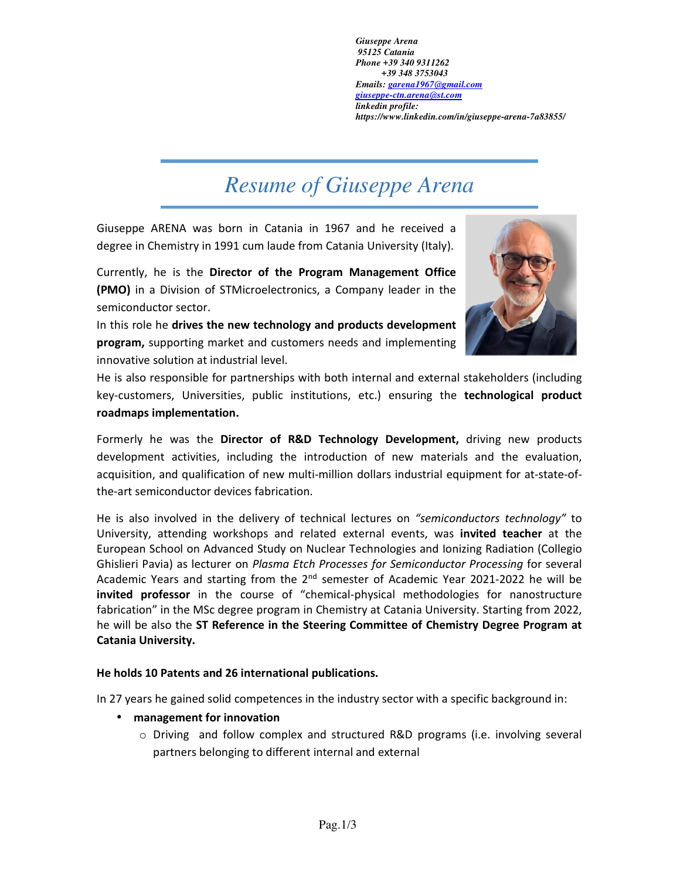*Giuseppe Arena*
*95125 Catania*
*Phone +39 340 9311262*
*+39 348 3753043*
*Emails: garena1967@gmail.com*
*giuseppe-ctn.arena@st.com*
*linkedin profile:*
*https://www.linkedin.com/in/giuseppe-arena-7a83855/*

# *Resume of Giuseppe Arena*

Giuseppe ARENA was born in Catania in 1967 and he received a degree in Chemistry in 1991 cum laude from Catania University (Italy).

Currently, he is the **Director of the Program Management Office (PMO)** in a Division of STMicroelectronics, a Company leader in the semiconductor sector.
In this role he **drives the new technology and products development program,** supporting market and customers needs and implementing innovative solution at industrial level.
He is also responsible for partnerships with both internal and external stakeholders (including key-customers, Universities, public institutions, etc.) ensuring the **technological product roadmaps implementation.**

Formerly he was the **Director of R&D Technology Development,** driving new products development activities, including the introduction of new materials and the evaluation, acquisition, and qualification of new multi-million dollars industrial equipment for at-state-of-the-art semiconductor devices fabrication.

He is also involved in the delivery of technical lectures on *"semiconductors technology"* to University, attending workshops and related external events, was **invited teacher** at the European School on Advanced Study on Nuclear Technologies and Ionizing Radiation (Collegio Ghislieri Pavia) as lecturer on *Plasma Etch Processes for Semiconductor Processing* for several Academic Years and starting from the 2nd semester of Academic Year 2021-2022 he will be **invited professor** in the course of "chemical-physical methodologies for nanostructure fabrication" in the MSc degree program in Chemistry at Catania University. Starting from 2022, he will be also the **ST Reference in the Steering Committee of Chemistry Degree Program at Catania University.**

**He holds 10 Patents and 26 international publications.**

In 27 years he gained solid competences in the industry sector with a specific background in:

- **management for innovation**
  - Driving and follow complex and structured R&D programs (i.e. involving several partners belonging to different internal and external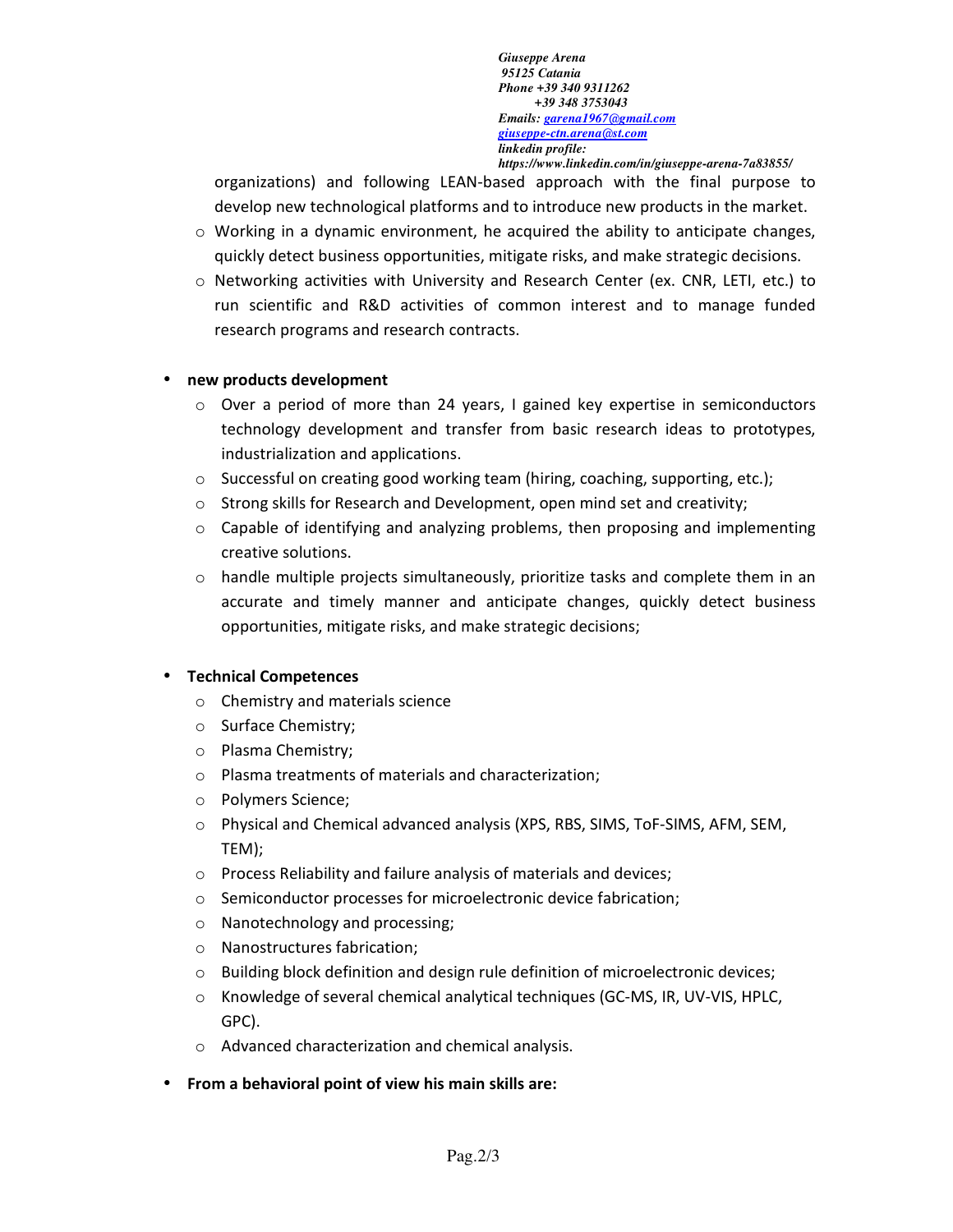Giuseppe Arena
95125 Catania
Phone +39 340 9311262
+39 348 3753043
Emails: garena1967@gmail.com
giuseppe-ctn.arena@st.com
linkedin profile:
https://www.linkedin.com/in/giuseppe-arena-7a83855/

organizations) and following LEAN-based approach with the final purpose to develop new technological platforms and to introduce new products in the market.

- Working in a dynamic environment, he acquired the ability to anticipate changes, quickly detect business opportunities, mitigate risks, and make strategic decisions.
- Networking activities with University and Research Center (ex. CNR, LETI, etc.) to run scientific and R&D activities of common interest and to manage funded research programs and research contracts.

- **new products development**
  - Over a period of more than 24 years, I gained key expertise in semiconductors technology development and transfer from basic research ideas to prototypes, industrialization and applications.
  - Successful on creating good working team (hiring, coaching, supporting, etc.);
  - Strong skills for Research and Development, open mind set and creativity;
  - Capable of identifying and analyzing problems, then proposing and implementing creative solutions.
  - handle multiple projects simultaneously, prioritize tasks and complete them in an accurate and timely manner and anticipate changes, quickly detect business opportunities, mitigate risks, and make strategic decisions;

- **Technical Competences**
  - Chemistry and materials science
  - Surface Chemistry;
  - Plasma Chemistry;
  - Plasma treatments of materials and characterization;
  - Polymers Science;
  - Physical and Chemical advanced analysis (XPS, RBS, SIMS, ToF-SIMS, AFM, SEM, TEM);
  - Process Reliability and failure analysis of materials and devices;
  - Semiconductor processes for microelectronic device fabrication;
  - Nanotechnology and processing;
  - Nanostructures fabrication;
  - Building block definition and design rule definition of microelectronic devices;
  - Knowledge of several chemical analytical techniques (GC-MS, IR, UV-VIS, HPLC, GPC).
  - Advanced characterization and chemical analysis.

- **From a behavioral point of view his main skills are:**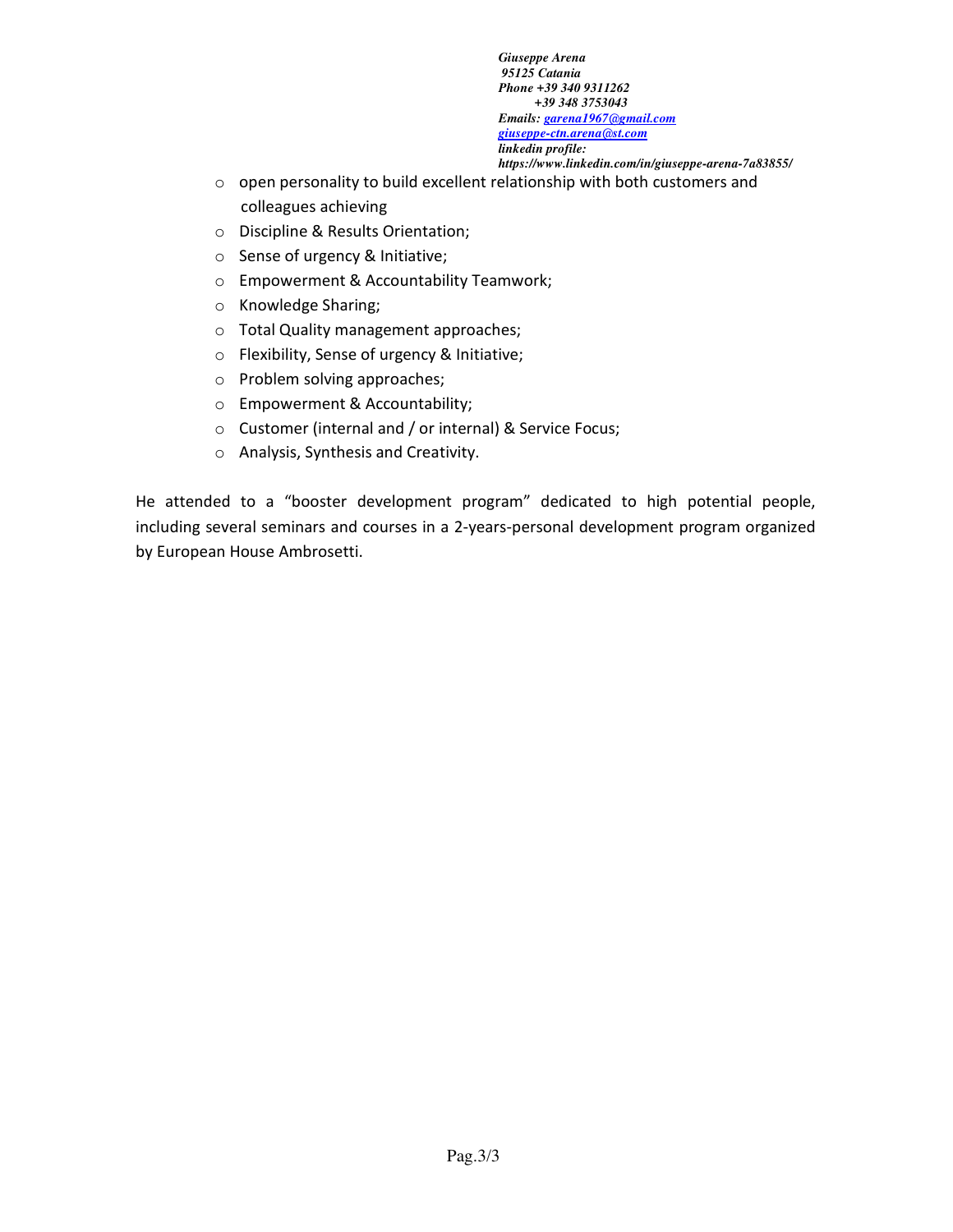- open personality to build excellent relationship with both customers and colleagues achieving
- Discipline & Results Orientation;
- Sense of urgency & Initiative;
- Empowerment & Accountability Teamwork;
- Knowledge Sharing;
- Total Quality management approaches;
- Flexibility, Sense of urgency & Initiative;
- Problem solving approaches;
- Empowerment & Accountability;
- Customer (internal and / or internal) & Service Focus;
- Analysis, Synthesis and Creativity.

He attended to a "booster development program" dedicated to high potential people, including several seminars and courses in a 2-years-personal development program organized by European House Ambrosetti.